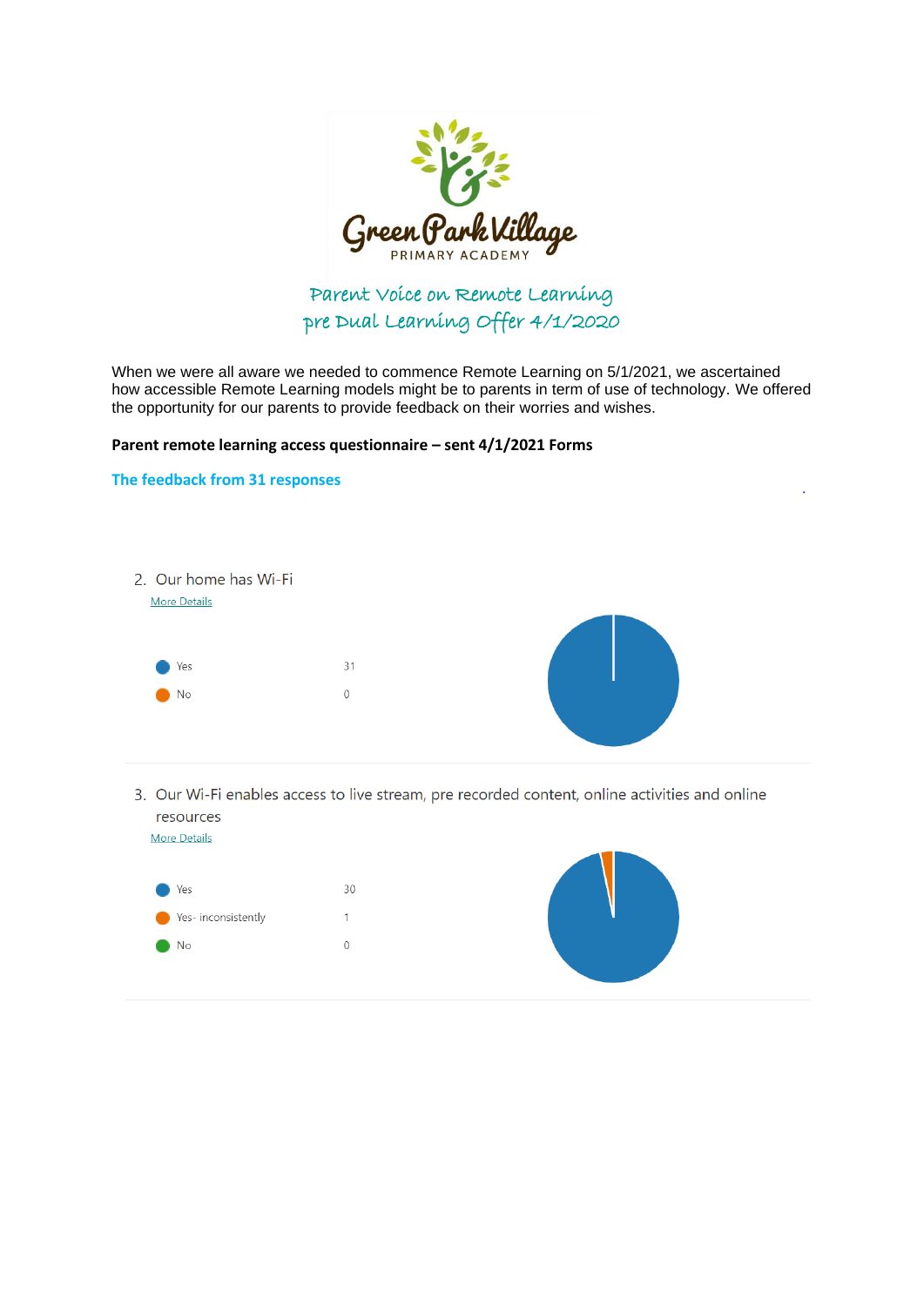Green Park Village
PRIMARY ACADEMY

# Parent Voice on Remote Learning pre Dual Learning Offer 4/1/2020

When we were all aware we needed to commence Remote Learning on 5/1/2021, we ascertained how accessible Remote Learning models might be to parents in term of use of technology. We offered the opportunity for our parents to provide feedback on their worries and wishes.

**Parent remote learning access questionnaire – sent 4/1/2021 Forms**

## The feedback from 31 responses

2. Our home has Wi-Fi

More Details

| Response | Count |
|---|---|
| Yes | 31 |
| No | 0 |

3. Our Wi-Fi enables access to live stream, pre recorded content, online activities and online resources

More Details

| Response | Count |
|---|---|
| Yes | 30 |
| Yes- inconsistently | 1 |
| No | 0 |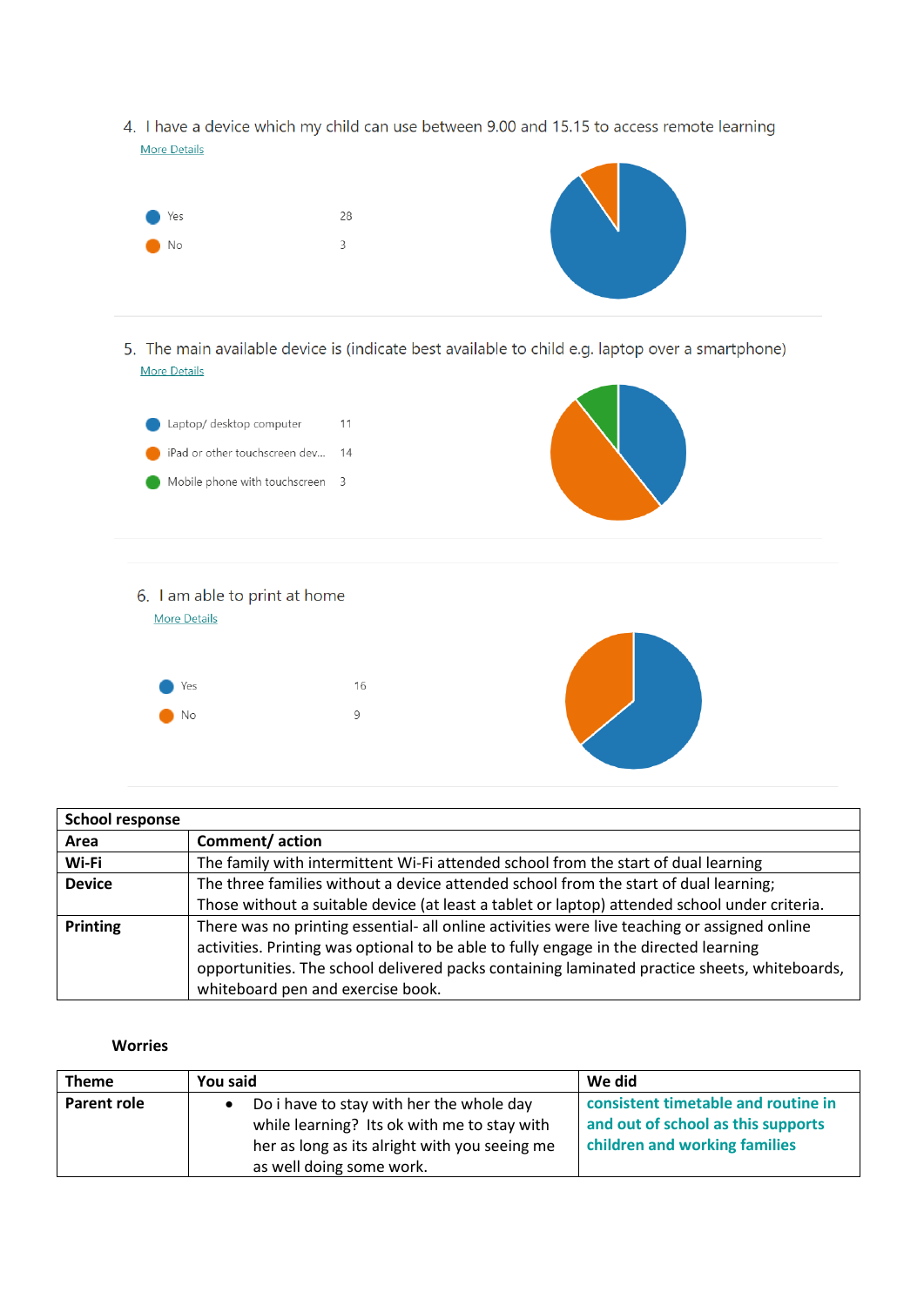4. I have a device which my child can use between 9.00 and 15.15 to access remote learning

More Details

| | |
|---|---|
| Yes | 28 |
| No | 3 |

5. The main available device is (indicate best available to child e.g. laptop over a smartphone)

More Details

| | |
|---|---|
| Laptop/ desktop computer | 11 |
| iPad or other touchscreen dev... | 14 |
| Mobile phone with touchscreen | 3 |

6. I am able to print at home

More Details

| | |
|---|---|
| Yes | 16 |
| No | 9 |

| School response | |
|---|---|
| **Area** | **Comment/ action** |
| **Wi-Fi** | The family with intermittent Wi-Fi attended school from the start of dual learning |
| **Device** | The three families without a device attended school from the start of dual learning;<br>Those without a suitable device (at least a tablet or laptop) attended school under criteria. |
| **Printing** | There was no printing essential- all online activities were live teaching or assigned online activities. Printing was optional to be able to fully engage in the directed learning opportunities. The school delivered packs containing laminated practice sheets, whiteboards, whiteboard pen and exercise book. |

**Worries**

| Theme | You said | We did |
|---|---|---|
| **Parent role** | • Do i have to stay with her the whole day while learning? Its ok with me to stay with her as long as its alright with you seeing me as well doing some work. | **consistent timetable and routine in and out of school as this supports children and working families** |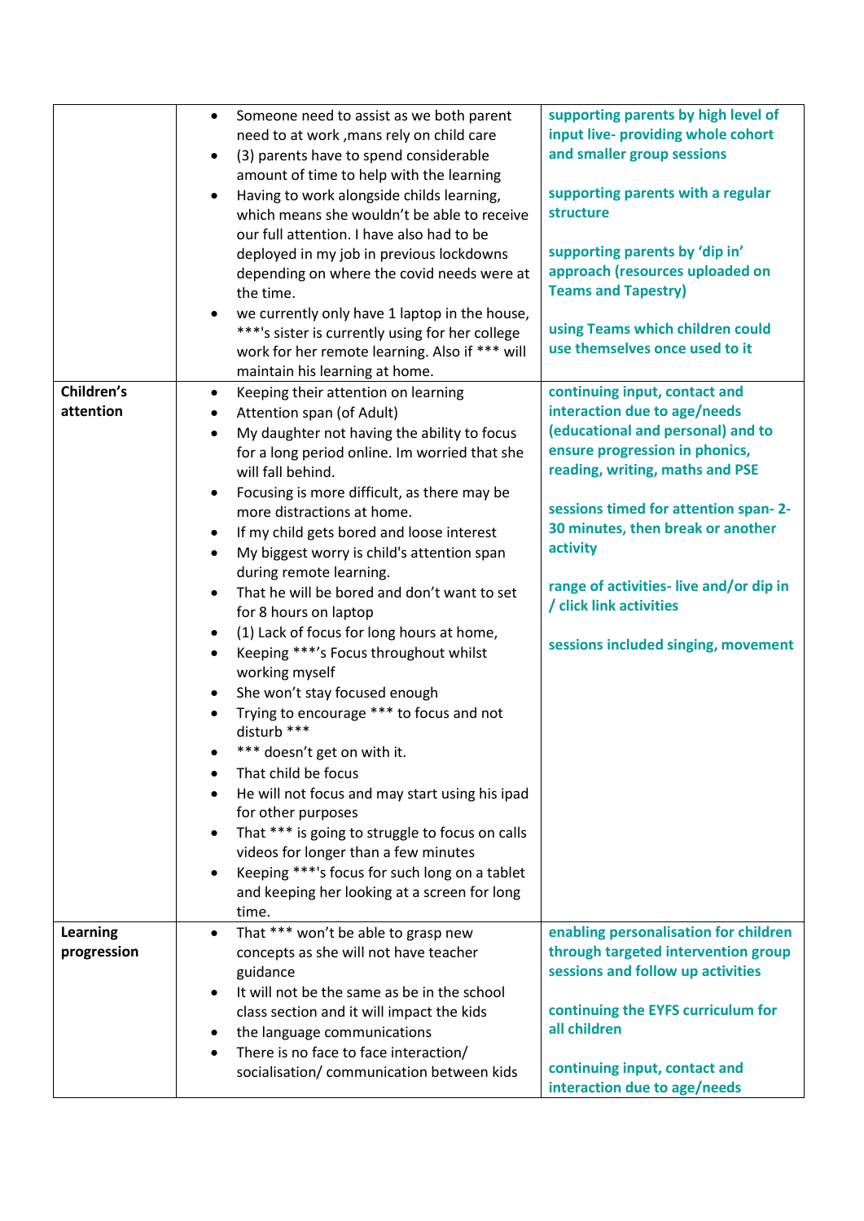| | | |
|---|---|---|
| | • Someone need to assist as we both parent need to at work ,mans rely on child care<br>• (3) parents have to spend considerable amount of time to help with the learning<br>• Having to work alongside childs learning, which means she wouldn't be able to receive our full attention. I have also had to be deployed in my job in previous lockdowns depending on where the covid needs were at the time.<br>• we currently only have 1 laptop in the house, ***'s sister is currently using for her college work for her remote learning. Also if *** will maintain his learning at home. | **supporting parents by high level of input live- providing whole cohort and smaller group sessions**<br><br>**supporting parents with a regular structure**<br><br>**supporting parents by 'dip in' approach (resources uploaded on Teams and Tapestry)**<br><br>**using Teams which children could use themselves once used to it** |
| **Children's attention** | • Keeping their attention on learning<br>• Attention span (of Adult)<br>• My daughter not having the ability to focus for a long period online. Im worried that she will fall behind.<br>• Focusing is more difficult, as there may be more distractions at home.<br>• If my child gets bored and loose interest<br>• My biggest worry is child's attention span during remote learning.<br>• That he will be bored and don't want to set for 8 hours on laptop<br>• (1) Lack of focus for long hours at home,<br>• Keeping ***'s Focus throughout whilst working myself<br>• She won't stay focused enough<br>• Trying to encourage *** to focus and not disturb ***<br>• *** doesn't get on with it.<br>• That child be focus<br>• He will not focus and may start using his ipad for other purposes<br>• That *** is going to struggle to focus on calls videos for longer than a few minutes<br>• Keeping ***'s focus for such long on a tablet and keeping her looking at a screen for long time. | **continuing input, contact and interaction due to age/needs (educational and personal) and to ensure progression in phonics, reading, writing, maths and PSE**<br><br>**sessions timed for attention span- 2-30 minutes, then break or another activity**<br><br>**range of activities- live and/or dip in / click link activities**<br><br>**sessions included singing, movement** |
| **Learning progression** | • That *** won't be able to grasp new concepts as she will not have teacher guidance<br>• It will not be the same as be in the school class section and it will impact the kids<br>• the language communications<br>• There is no face to face interaction/ socialisation/ communication between kids | **enabling personalisation for children through targeted intervention group sessions and follow up activities**<br><br>**continuing the EYFS curriculum for all children**<br><br>**continuing input, contact and interaction due to age/needs** |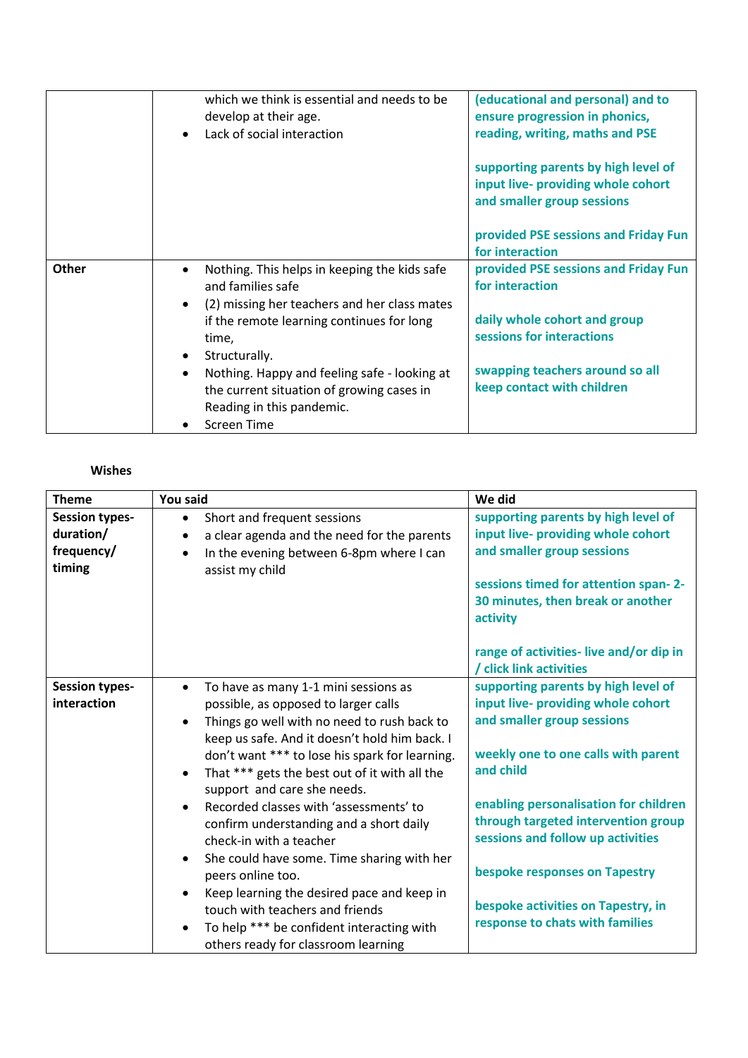| | | |
|---|---|---|
| | which we think is essential and needs to be develop at their age.<br>• Lack of social interaction | (educational and personal) and to ensure progression in phonics, reading, writing, maths and PSE<br><br>supporting parents by high level of input live- providing whole cohort and smaller group sessions<br><br>provided PSE sessions and Friday Fun for interaction |
| **Other** | • Nothing. This helps in keeping the kids safe and families safe<br>• (2) missing her teachers and her class mates if the remote learning continues for long time,<br>• Structurally.<br>• Nothing. Happy and feeling safe - looking at the current situation of growing cases in Reading in this pandemic.<br>• Screen Time | provided PSE sessions and Friday Fun for interaction<br><br>daily whole cohort and group sessions for interactions<br><br>swapping teachers around so all keep contact with children |

**Wishes**

| Theme | You said | We did |
|---|---|---|
| **Session types- duration/ frequency/ timing** | • Short and frequent sessions<br>• a clear agenda and the need for the parents<br>• In the evening between 6-8pm where I can assist my child | supporting parents by high level of input live- providing whole cohort and smaller group sessions<br><br>sessions timed for attention span- 2-30 minutes, then break or another activity<br><br>range of activities- live and/or dip in / click link activities |
| **Session types- interaction** | • To have as many 1-1 mini sessions as possible, as opposed to larger calls<br>• Things go well with no need to rush back to keep us safe. And it doesn't hold him back. I don't want *** to lose his spark for learning.<br>• That *** gets the best out of it with all the support and care she needs.<br>• Recorded classes with 'assessments' to confirm understanding and a short daily check-in with a teacher<br>• She could have some. Time sharing with her peers online too.<br>• Keep learning the desired pace and keep in touch with teachers and friends<br>• To help *** be confident interacting with others ready for classroom learning | supporting parents by high level of input live- providing whole cohort and smaller group sessions<br><br>weekly one to one calls with parent and child<br><br>enabling personalisation for children through targeted intervention group sessions and follow up activities<br><br>bespoke responses on Tapestry<br><br>bespoke activities on Tapestry, in response to chats with families |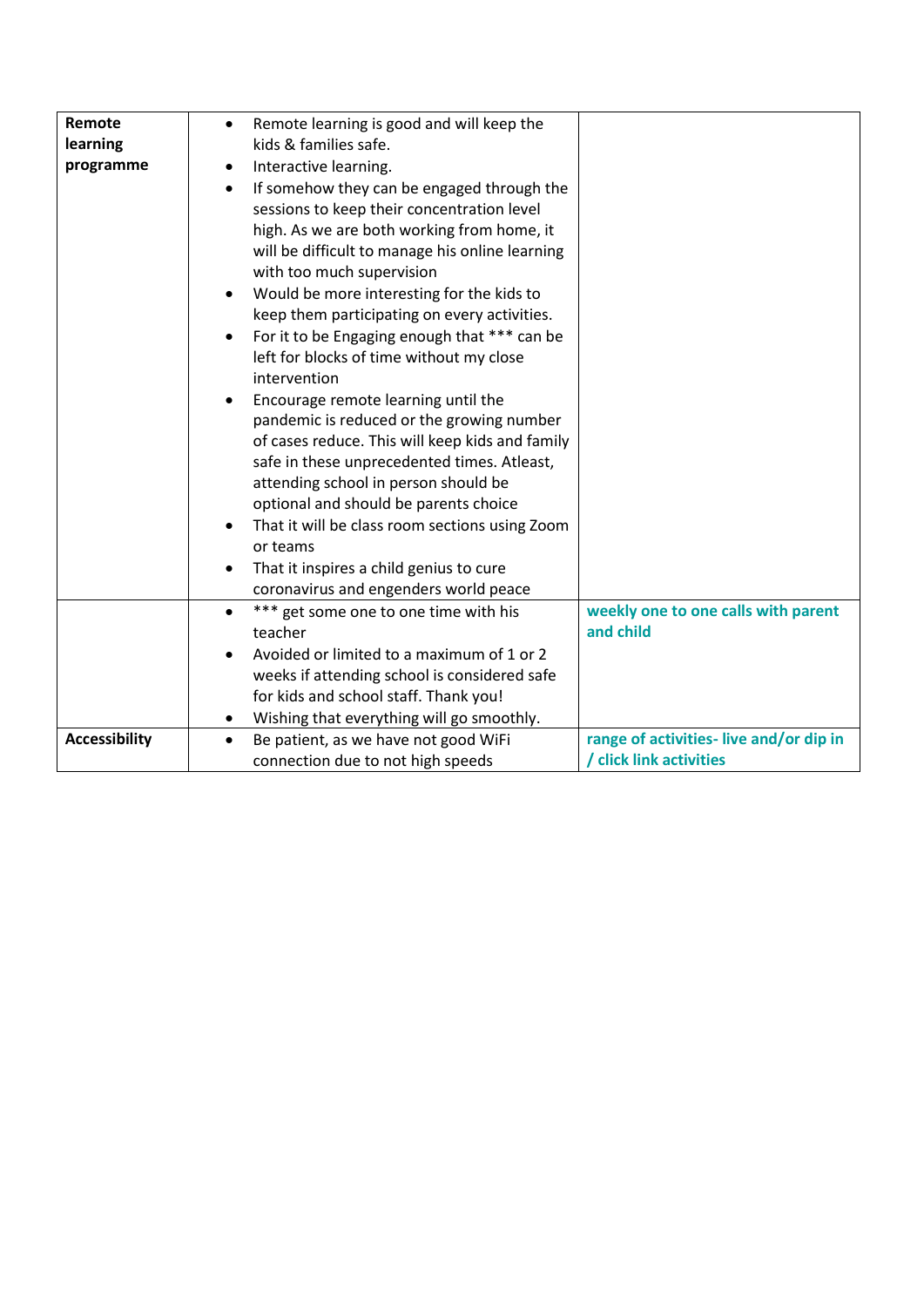| | | |
|---|---|---|
| **Remote learning programme** | • Remote learning is good and will keep the kids & families safe.<br>• Interactive learning.<br>• If somehow they can be engaged through the sessions to keep their concentration level high. As we are both working from home, it will be difficult to manage his online learning with too much supervision<br>• Would be more interesting for the kids to keep them participating on every activities.<br>• For it to be Engaging enough that *** can be left for blocks of time without my close intervention<br>• Encourage remote learning until the pandemic is reduced or the growing number of cases reduce. This will keep kids and family safe in these unprecedented times. Atleast, attending school in person should be optional and should be parents choice<br>• That it will be class room sections using Zoom or teams<br>• That it inspires a child genius to cure coronavirus and engenders world peace | |
| | • *** get some one to one time with his teacher<br>• Avoided or limited to a maximum of 1 or 2 weeks if attending school is considered safe for kids and school staff. Thank you!<br>• Wishing that everything will go smoothly. | **weekly one to one calls with parent and child** |
| **Accessibility** | • Be patient, as we have not good WiFi connection due to not high speeds | **range of activities- live and/or dip in / click link activities** |